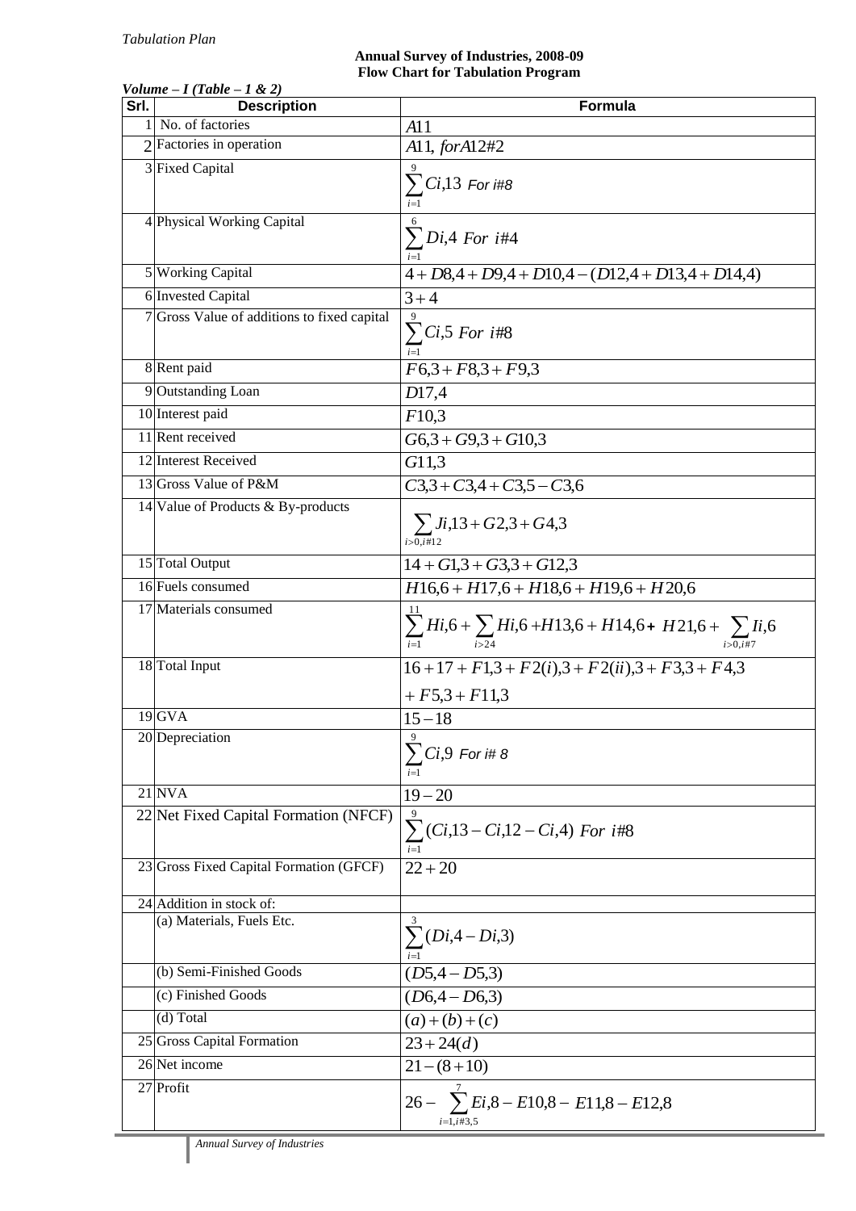*Tabulation Plan*

**Annual Survey of Industries, 2008-09**
**Flow Chart for Tabulation Program**

*Volume – I (Table – 1 & 2)*

| Srl. | Description | Formula |
|---|---|---|
| 1 | No. of factories | $A11$ |
| 2 | Factories in operation | $A11,\ for A12\#2$ |
| 3 | Fixed Capital | $\sum_{i=1}^{9} Ci,13$ *For i#8* |
| 4 | Physical Working Capital | $\sum_{i=1}^{6} Di,4\ For\ i\#4$ |
| 5 | Working Capital | $4 + D8,4 + D9,4 + D10,4 - (D12,4 + D13,4 + D14,4)$ |
| 6 | Invested Capital | $3 + 4$ |
| 7 | Gross Value of additions to fixed capital | $\sum_{i=1}^{9} Ci,5\ For\ i\#8$ |
| 8 | Rent paid | $F6,3 + F8,3 + F9,3$ |
| 9 | Outstanding Loan | $D17,4$ |
| 10 | Interest paid | $F10,3$ |
| 11 | Rent received | $G6,3 + G9,3 + G10,3$ |
| 12 | Interest Received | $G11,3$ |
| 13 | Gross Value of P&M | $C3,3 + C3,4 + C3,5 - C3,6$ |
| 14 | Value of Products & By-products | $\sum_{i>0, i\#12} Ji,13 + G2,3 + G4,3$ |
| 15 | Total Output | $14 + G1,3 + G3,3 + G12,3$ |
| 16 | Fuels consumed | $H16,6 + H17,6 + H18,6 + H19,6 + H20,6$ |
| 17 | Materials consumed | $\sum_{i=1}^{11} Hi,6 + \sum_{i>24} Hi,6 + H13,6 + H14,6 + H21,6 + \sum_{i>0, i\#7} Ii,6$ |
| 18 | Total Input | $16 + 17 + F1,3 + F2(i),3 + F2(ii),3 + F3,3 + F4,3 + F5,3 + F11,3$ |
| 19 | GVA | $15 - 18$ |
| 20 | Depreciation | $\sum_{i=1}^{9} Ci,9$ *For i# 8* |
| 21 | NVA | $19 - 20$ |
| 22 | Net Fixed Capital Formation (NFCF) | $\sum_{i=1}^{9} (Ci,13 - Ci,12 - Ci,4)\ For\ i\#8$ |
| 23 | Gross Fixed Capital Formation (GFCF) | $22 + 20$ |
| 24 | Addition in stock of: | |
| | (a) Materials, Fuels Etc. | $\sum_{i=1}^{3} (Di,4 - Di,3)$ |
| | (b) Semi-Finished Goods | $(D5,4 - D5,3)$ |
| | (c) Finished Goods | $(D6,4 - D6,3)$ |
| | (d) Total | $(a) + (b) + (c)$ |
| 25 | Gross Capital Formation | $23 + 24(d)$ |
| 26 | Net income | $21 - (8 + 10)$ |
| 27 | Profit | $26 - \sum_{i=1, i\#3,5}^{7} Ei,8 - E10,8 - E11,8 - E12,8$ |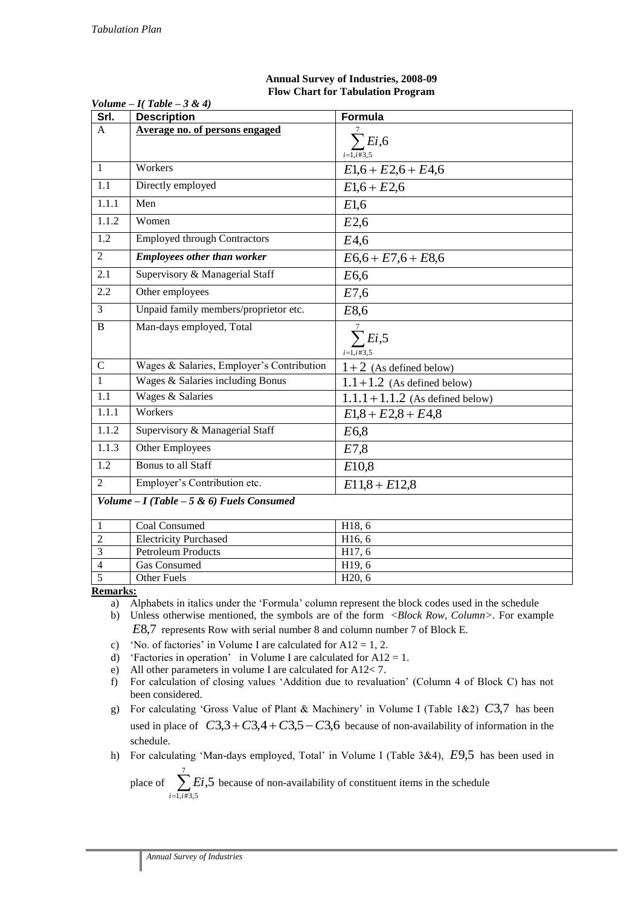## Annual Survey of Industries, 2008-09
## Flow Chart for Tabulation Program

*Volume – I( Table – 3 & 4)*

| Srl. | Description | Formula |
|---|---|---|
| A | **Average no. of persons engaged** | $\sum_{i=1,i\#3,5}^{7} Ei,6$ |
| 1 | Workers | $E1,6+E2,6+E4,6$ |
| 1.1 | Directly employed | $E1,6+E2,6$ |
| 1.1.1 | Men | $E1,6$ |
| 1.1.2 | Women | $E2,6$ |
| 1.2 | Employed through Contractors | $E4,6$ |
| 2 | ***Employees other than worker*** | $E6,6+E7,6+E8,6$ |
| 2.1 | Supervisory & Managerial Staff | $E6,6$ |
| 2.2 | Other employees | $E7,6$ |
| 3 | Unpaid family members/proprietor etc. | $E8,6$ |
| B | Man-days employed, Total | $\sum_{i=1,i\#3,5}^{7} Ei,5$ |
| C | Wages & Salaries, Employer's Contribution | $1+2$ (As defined below) |
| 1 | Wages & Salaries including Bonus | $1.1+1.2$ (As defined below) |
| 1.1 | Wages & Salaries | $1.1.1+1.1.2$ (As defined below) |
| 1.1.1 | Workers | $E1,8+E2,8+E4,8$ |
| 1.1.2 | Supervisory & Managerial Staff | $E6,8$ |
| 1.1.3 | Other Employees | $E7,8$ |
| 1.2 | Bonus to all Staff | $E10,8$ |
| 2 | Employer's Contribution etc. | $E11,8+E12,8$ |

*Volume – I (Table – 5 & 6) Fuels Consumed*

| | | |
|---|---|---|
| 1 | Coal Consumed | H18, 6 |
| 2 | Electricity Purchased | H16, 6 |
| 3 | Petroleum Products | H17, 6 |
| 4 | Gas Consumed | H19, 6 |
| 5 | Other Fuels | H20, 6 |

**Remarks:**

a) Alphabets in italics under the 'Formula' column represent the block codes used in the schedule

b) Unless otherwise mentioned, the symbols are of the form *<Block Row, Column>*. For example $E8,7$ represents Row with serial number 8 and column number 7 of Block E.

c) 'No. of factories' in Volume I are calculated for A12 = 1, 2.

d) 'Factories in operation' in Volume I are calculated for A12 = 1.

e) All other parameters in volume I are calculated for A12< 7.

f) For calculation of closing values 'Addition due to revaluation' (Column 4 of Block C) has not been considered.

g) For calculating 'Gross Value of Plant & Machinery' in Volume I (Table 1&2) $C3,7$ has been used in place of $C3,3+C3,4+C3,5-C3,6$ because of non-availability of information in the schedule.

h) For calculating 'Man-days employed, Total' in Volume I (Table 3&4), $E9,5$ has been used in place of $\sum_{i=1,i\#3,5}^{7} Ei,5$ because of non-availability of constituent items in the schedule